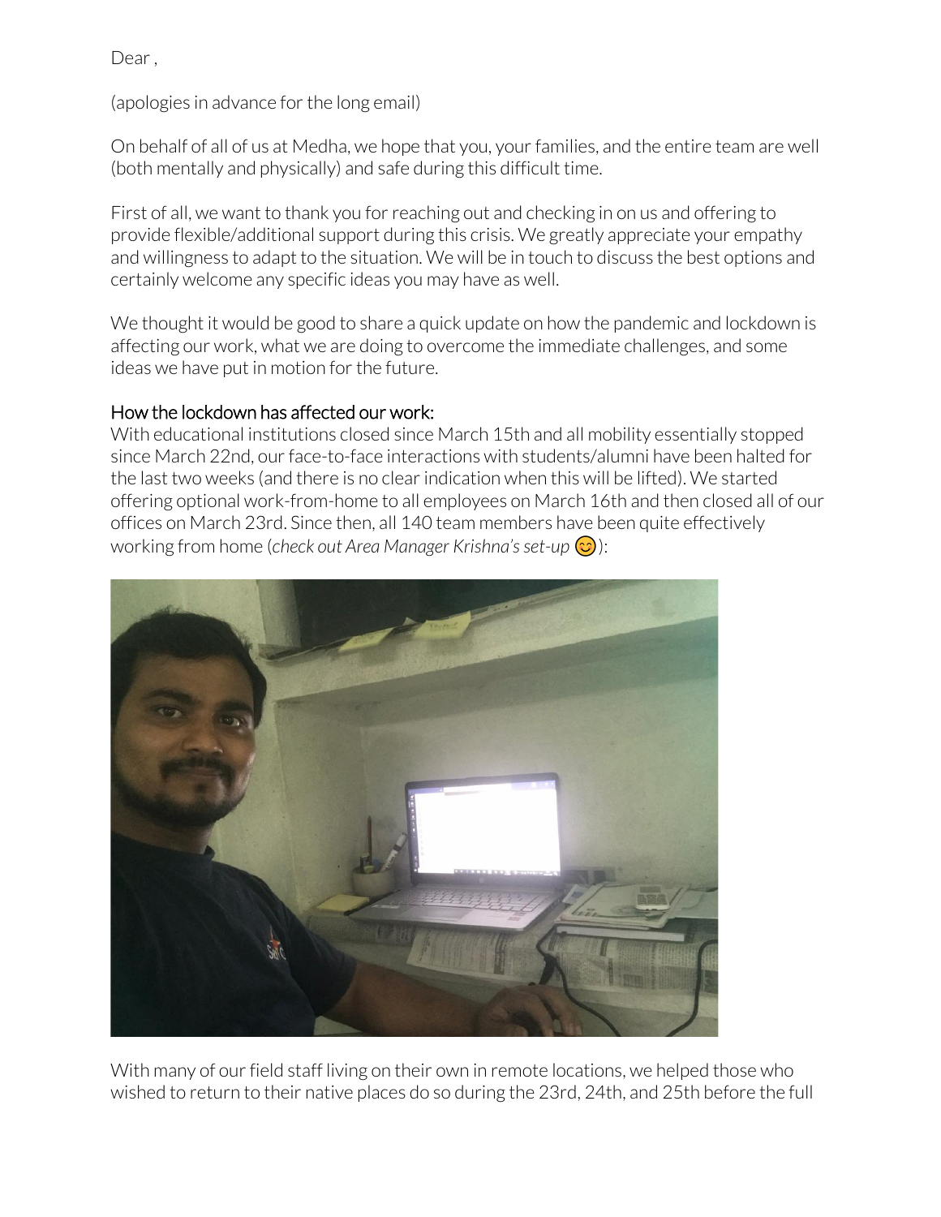Dear ,

(apologies in advance for the long email)

On behalf of all of us at Medha, we hope that you, your families, and the entire team are well (both mentally and physically) and safe during this difficult time.

First of all, we want to thank you for reaching out and checking in on us and offering to provide flexible/additional support during this crisis. We greatly appreciate your empathy and willingness to adapt to the situation. We will be in touch to discuss the best options and certainly welcome any specific ideas you may have as well.

We thought it would be good to share a quick update on how the pandemic and lockdown is affecting our work, what we are doing to overcome the immediate challenges, and some ideas we have put in motion for the future.

## How the lockdown has affected our work:

With educational institutions closed since March 15th and all mobility essentially stopped since March 22nd, our face-to-face interactions with students/alumni have been halted for the last two weeks (and there is no clear indication when this will be lifted). We started offering optional work-from-home to all employees on March 16th and then closed all of our offices on March 23rd. Since then, all 140 team members have been quite effectively working from home (*check out Area Manager Krishna's set-up* 😊):

With many of our field staff living on their own in remote locations, we helped those who wished to return to their native places do so during the 23rd, 24th, and 25th before the full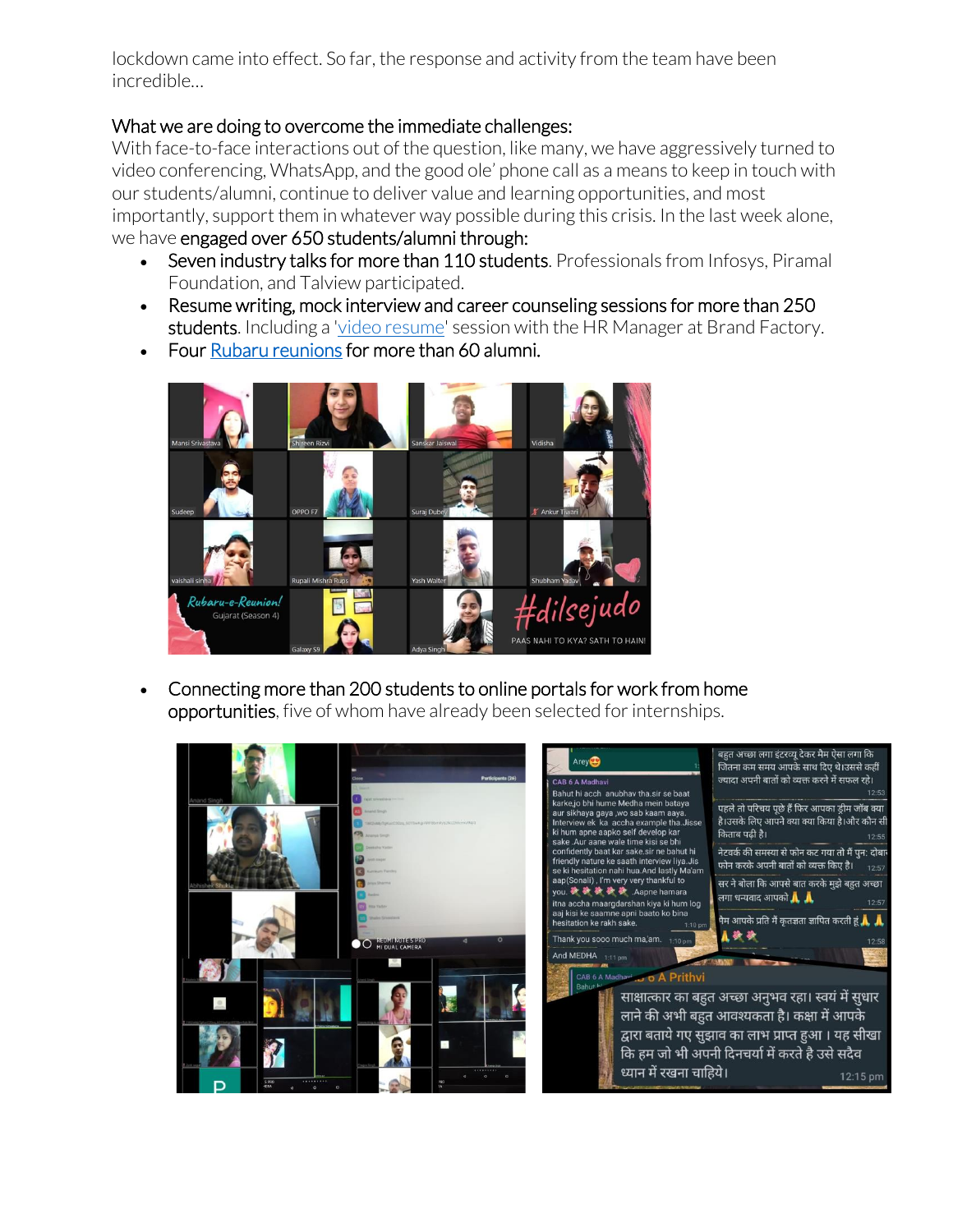lockdown came into effect. So far, the response and activity from the team have been incredible…

### What we are doing to overcome the immediate challenges:

With face-to-face interactions out of the question, like many, we have aggressively turned to video conferencing, WhatsApp, and the good ole' phone call as a means to keep in touch with our students/alumni, continue to deliver value and learning opportunities, and most importantly, support them in whatever way possible during this crisis. In the last week alone, we have **engaged over 650 students/alumni through:**

- **Seven industry talks for more than 110 students**. Professionals from Infosys, Piramal Foundation, and Talview participated.
- **Resume writing, mock interview and career counseling sessions for more than 250 students**. Including a 'video resume' session with the HR Manager at Brand Factory.
- **Four Rubaru reunions for more than 60 alumni.**
- **Connecting more than 200 students to online portals for work from home opportunities**, five of whom have already been selected for internships.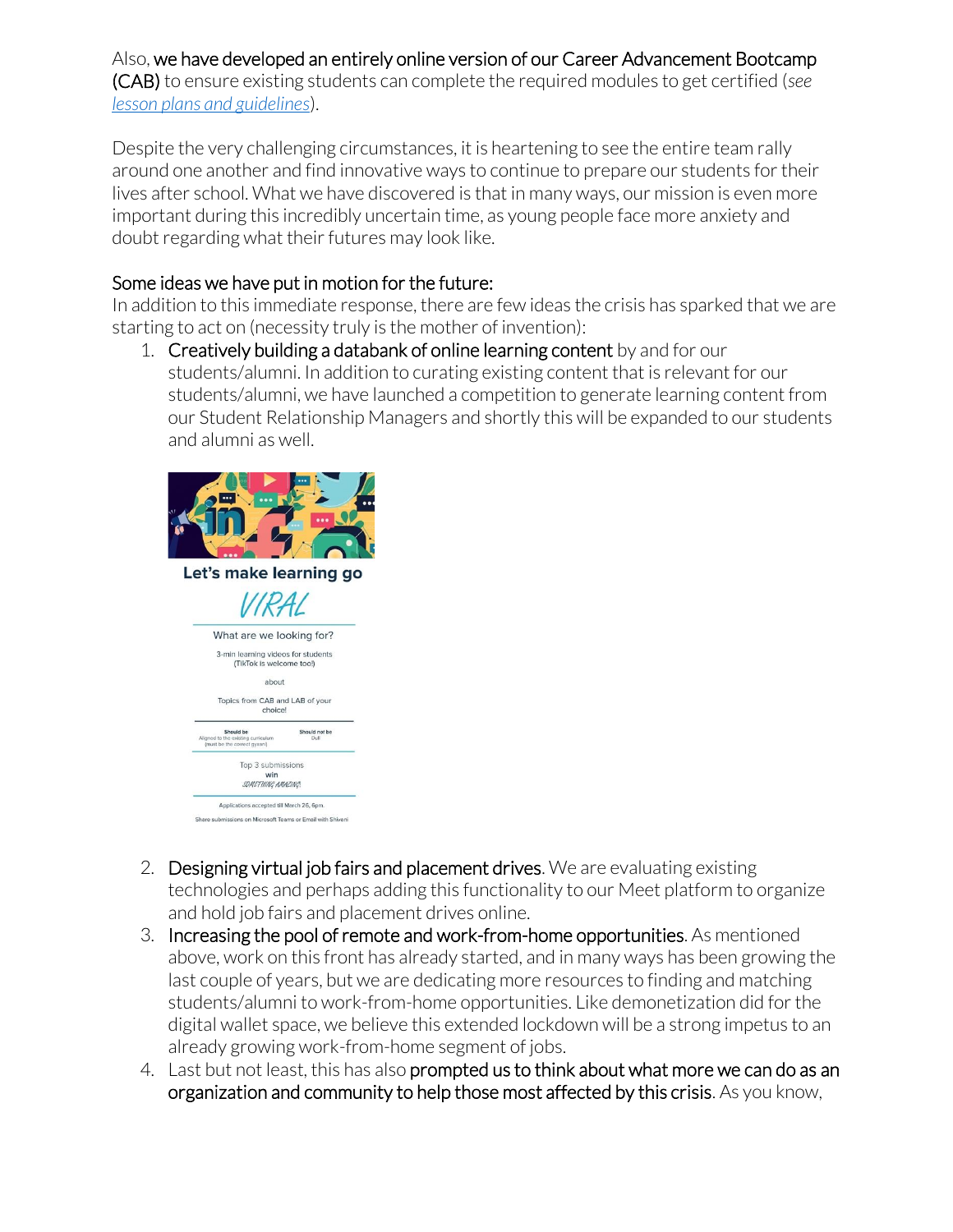Also, **we have developed an entirely online version of our Career Advancement Bootcamp (CAB)** to ensure existing students can complete the required modules to get certified (*see lesson plans and guidelines*).

Despite the very challenging circumstances, it is heartening to see the entire team rally around one another and find innovative ways to continue to prepare our students for their lives after school. What we have discovered is that in many ways, our mission is even more important during this incredibly uncertain time, as young people face more anxiety and doubt regarding what their futures may look like.

**Some ideas we have put in motion for the future:**

In addition to this immediate response, there are few ideas the crisis has sparked that we are starting to act on (necessity truly is the mother of invention):

1. **Creatively building a databank of online learning content** by and for our students/alumni. In addition to curating existing content that is relevant for our students/alumni, we have launched a competition to generate learning content from our Student Relationship Managers and shortly this will be expanded to our students and alumni as well.

   **Let's make learning go**

   *VIRAL*

   What are we looking for?

   3-min learning videos for students (TikTok is welcome too!)

   about

   Topics from CAB and LAB of your choice!

   | Should be | Should not be |
   | --- | --- |
   | Aligned to the existing curriculum (must be the correct gyaan) | Dull |

   Top 3 submissions win *SOMETHING AMAZING*

   Applications accepted till March 26, 6pm.

   Share submissions on Microsoft Teams or Email with Shiveni

2. **Designing virtual job fairs and placement drives**. We are evaluating existing technologies and perhaps adding this functionality to our Meet platform to organize and hold job fairs and placement drives online.
3. **Increasing the pool of remote and work-from-home opportunities**. As mentioned above, work on this front has already started, and in many ways has been growing the last couple of years, but we are dedicating more resources to finding and matching students/alumni to work-from-home opportunities. Like demonetization did for the digital wallet space, we believe this extended lockdown will be a strong impetus to an already growing work-from-home segment of jobs.
4. Last but not least, this has also **prompted us to think about what more we can do as an organization and community to help those most affected by this crisis**. As you know,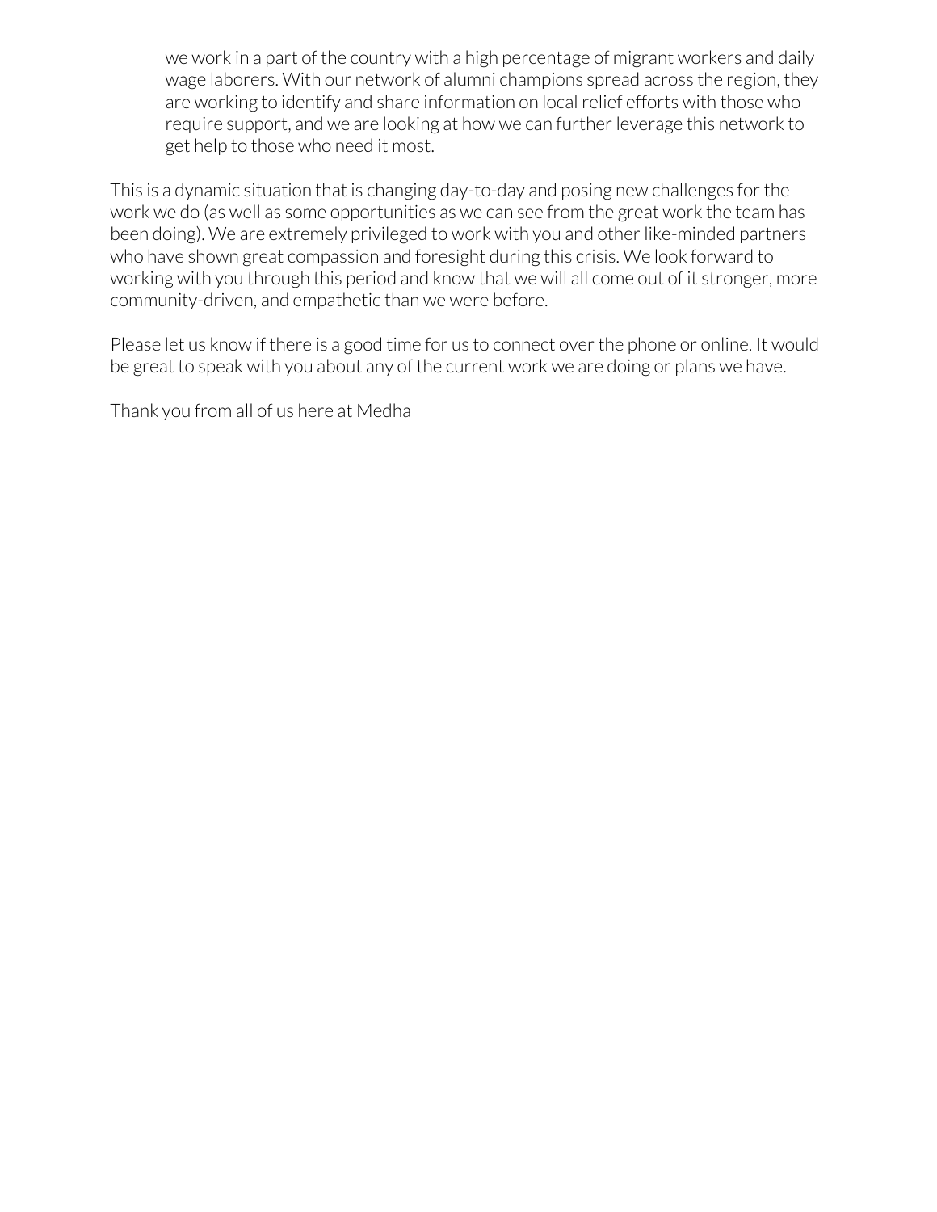we work in a part of the country with a high percentage of migrant workers and daily wage laborers. With our network of alumni champions spread across the region, they are working to identify and share information on local relief efforts with those who require support, and we are looking at how we can further leverage this network to get help to those who need it most.

This is a dynamic situation that is changing day-to-day and posing new challenges for the work we do (as well as some opportunities as we can see from the great work the team has been doing). We are extremely privileged to work with you and other like-minded partners who have shown great compassion and foresight during this crisis. We look forward to working with you through this period and know that we will all come out of it stronger, more community-driven, and empathetic than we were before.

Please let us know if there is a good time for us to connect over the phone or online. It would be great to speak with you about any of the current work we are doing or plans we have.

Thank you from all of us here at Medha